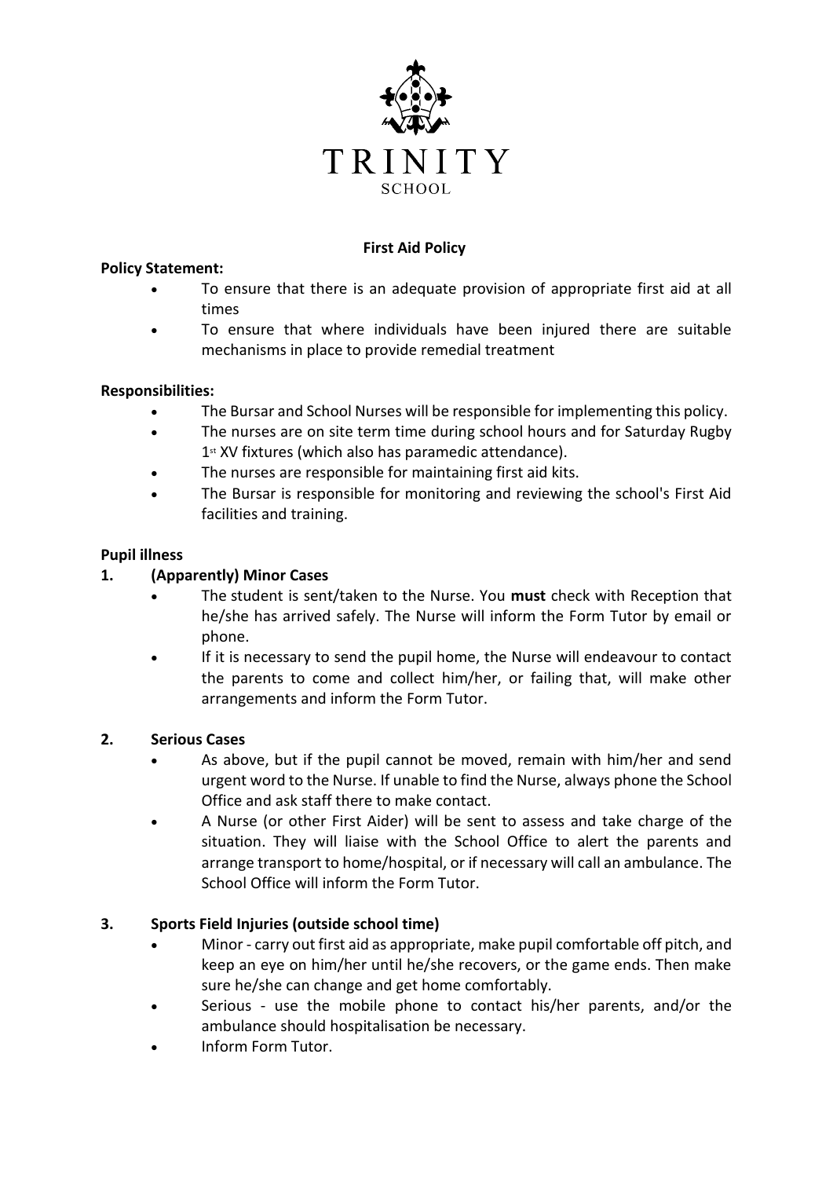TRINITY

SCHOOL

# First Aid Policy

**Policy Statement:**

- To ensure that there is an adequate provision of appropriate first aid at all times
- To ensure that where individuals have been injured there are suitable mechanisms in place to provide remedial treatment

**Responsibilities:**

- The Bursar and School Nurses will be responsible for implementing this policy.
- The nurses are on site term time during school hours and for Saturday Rugby 1st XV fixtures (which also has paramedic attendance).
- The nurses are responsible for maintaining first aid kits.
- The Bursar is responsible for monitoring and reviewing the school's First Aid facilities and training.

**Pupil illness**

**1. (Apparently) Minor Cases**

- The student is sent/taken to the Nurse. You **must** check with Reception that he/she has arrived safely. The Nurse will inform the Form Tutor by email or phone.
- If it is necessary to send the pupil home, the Nurse will endeavour to contact the parents to come and collect him/her, or failing that, will make other arrangements and inform the Form Tutor.

**2. Serious Cases**

- As above, but if the pupil cannot be moved, remain with him/her and send urgent word to the Nurse. If unable to find the Nurse, always phone the School Office and ask staff there to make contact.
- A Nurse (or other First Aider) will be sent to assess and take charge of the situation. They will liaise with the School Office to alert the parents and arrange transport to home/hospital, or if necessary will call an ambulance. The School Office will inform the Form Tutor.

**3. Sports Field Injuries (outside school time)**

- Minor - carry out first aid as appropriate, make pupil comfortable off pitch, and keep an eye on him/her until he/she recovers, or the game ends. Then make sure he/she can change and get home comfortably.
- Serious - use the mobile phone to contact his/her parents, and/or the ambulance should hospitalisation be necessary.
- Inform Form Tutor.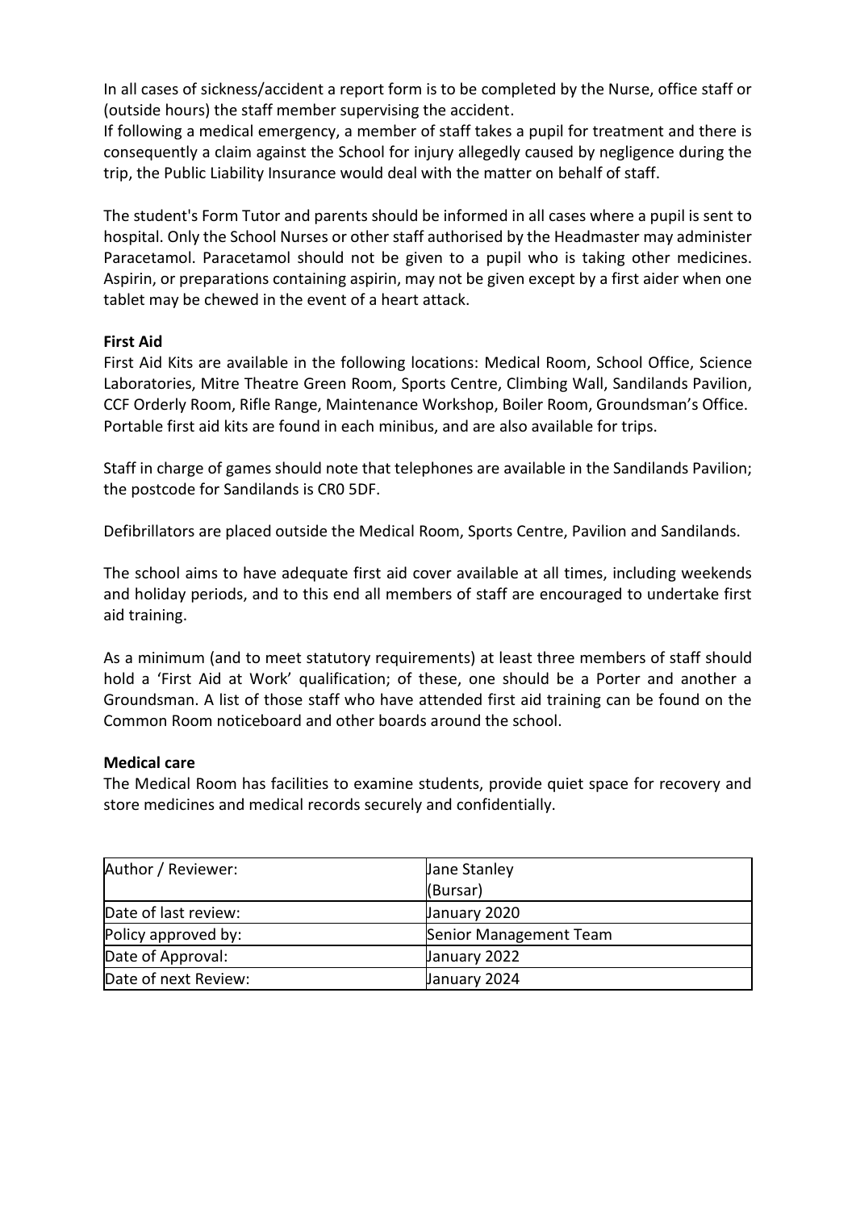In all cases of sickness/accident a report form is to be completed by the Nurse, office staff or (outside hours) the staff member supervising the accident.
If following a medical emergency, a member of staff takes a pupil for treatment and there is consequently a claim against the School for injury allegedly caused by negligence during the trip, the Public Liability Insurance would deal with the matter on behalf of staff.

The student's Form Tutor and parents should be informed in all cases where a pupil is sent to hospital. Only the School Nurses or other staff authorised by the Headmaster may administer Paracetamol. Paracetamol should not be given to a pupil who is taking other medicines. Aspirin, or preparations containing aspirin, may not be given except by a first aider when one tablet may be chewed in the event of a heart attack.

**First Aid**
First Aid Kits are available in the following locations: Medical Room, School Office, Science Laboratories, Mitre Theatre Green Room, Sports Centre, Climbing Wall, Sandilands Pavilion, CCF Orderly Room, Rifle Range, Maintenance Workshop, Boiler Room, Groundsman's Office. Portable first aid kits are found in each minibus, and are also available for trips.

Staff in charge of games should note that telephones are available in the Sandilands Pavilion; the postcode for Sandilands is CR0 5DF.

Defibrillators are placed outside the Medical Room, Sports Centre, Pavilion and Sandilands.

The school aims to have adequate first aid cover available at all times, including weekends and holiday periods, and to this end all members of staff are encouraged to undertake first aid training.

As a minimum (and to meet statutory requirements) at least three members of staff should hold a 'First Aid at Work' qualification; of these, one should be a Porter and another a Groundsman. A list of those staff who have attended first aid training can be found on the Common Room noticeboard and other boards around the school.

**Medical care**
The Medical Room has facilities to examine students, provide quiet space for recovery and store medicines and medical records securely and confidentially.

| Author / Reviewer: | Jane Stanley (Bursar) |
|---|---|
| Date of last review: | January 2020 |
| Policy approved by: | Senior Management Team |
| Date of Approval: | January 2022 |
| Date of next Review: | January 2024 |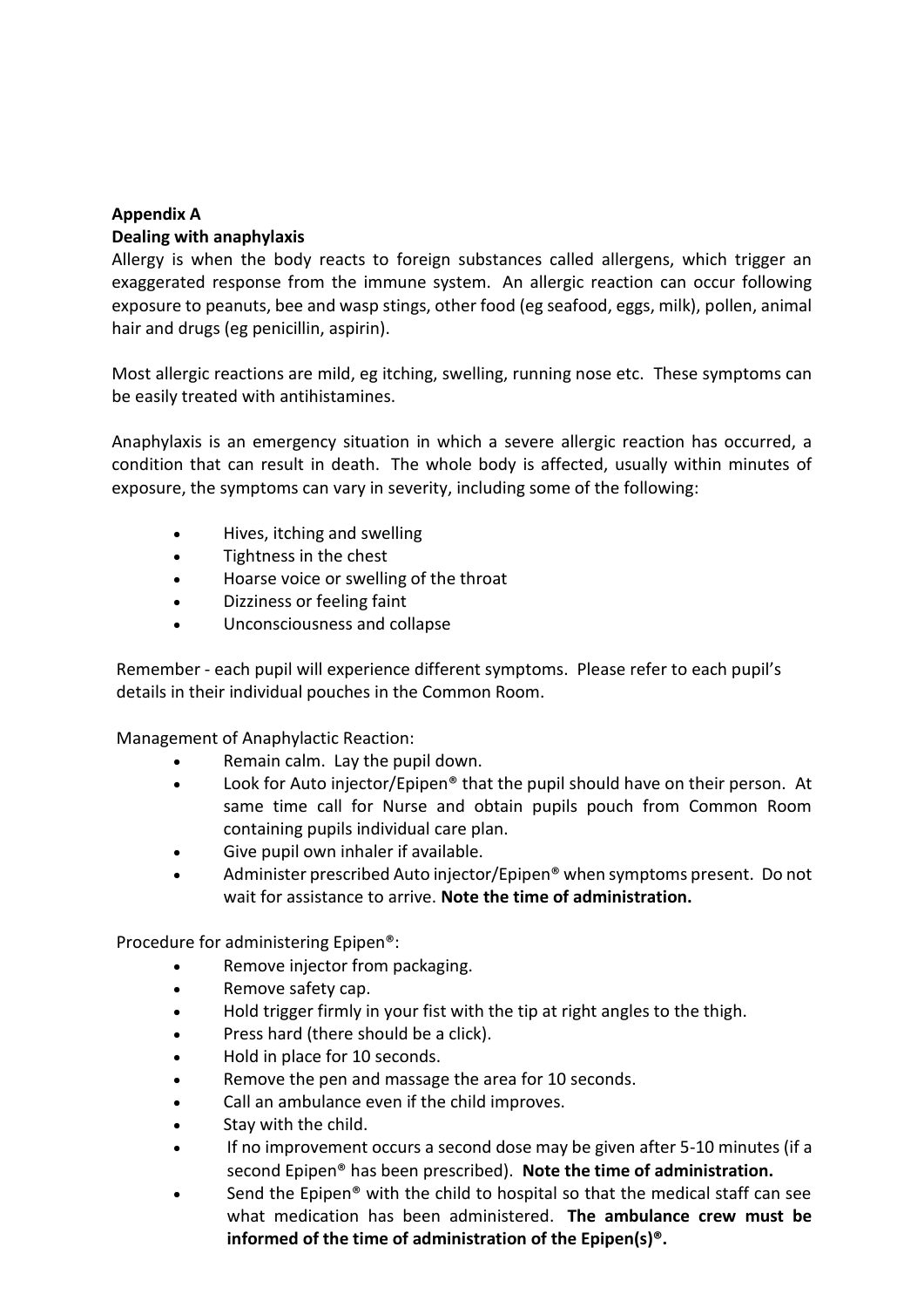**Appendix A**

**Dealing with anaphylaxis**

Allergy is when the body reacts to foreign substances called allergens, which trigger an exaggerated response from the immune system. An allergic reaction can occur following exposure to peanuts, bee and wasp stings, other food (eg seafood, eggs, milk), pollen, animal hair and drugs (eg penicillin, aspirin).

Most allergic reactions are mild, eg itching, swelling, running nose etc. These symptoms can be easily treated with antihistamines.

Anaphylaxis is an emergency situation in which a severe allergic reaction has occurred, a condition that can result in death. The whole body is affected, usually within minutes of exposure, the symptoms can vary in severity, including some of the following:

- Hives, itching and swelling
- Tightness in the chest
- Hoarse voice or swelling of the throat
- Dizziness or feeling faint
- Unconsciousness and collapse

Remember - each pupil will experience different symptoms. Please refer to each pupil's details in their individual pouches in the Common Room.

Management of Anaphylactic Reaction:

- Remain calm. Lay the pupil down.
- Look for Auto injector/Epipen® that the pupil should have on their person. At same time call for Nurse and obtain pupils pouch from Common Room containing pupils individual care plan.
- Give pupil own inhaler if available.
- Administer prescribed Auto injector/Epipen® when symptoms present. Do not wait for assistance to arrive. **Note the time of administration.**

Procedure for administering Epipen®:

- Remove injector from packaging.
- Remove safety cap.
- Hold trigger firmly in your fist with the tip at right angles to the thigh.
- Press hard (there should be a click).
- Hold in place for 10 seconds.
- Remove the pen and massage the area for 10 seconds.
- Call an ambulance even if the child improves.
- Stay with the child.
- If no improvement occurs a second dose may be given after 5-10 minutes (if a second Epipen® has been prescribed). **Note the time of administration.**
- Send the Epipen® with the child to hospital so that the medical staff can see what medication has been administered. **The ambulance crew must be informed of the time of administration of the Epipen(s)®.**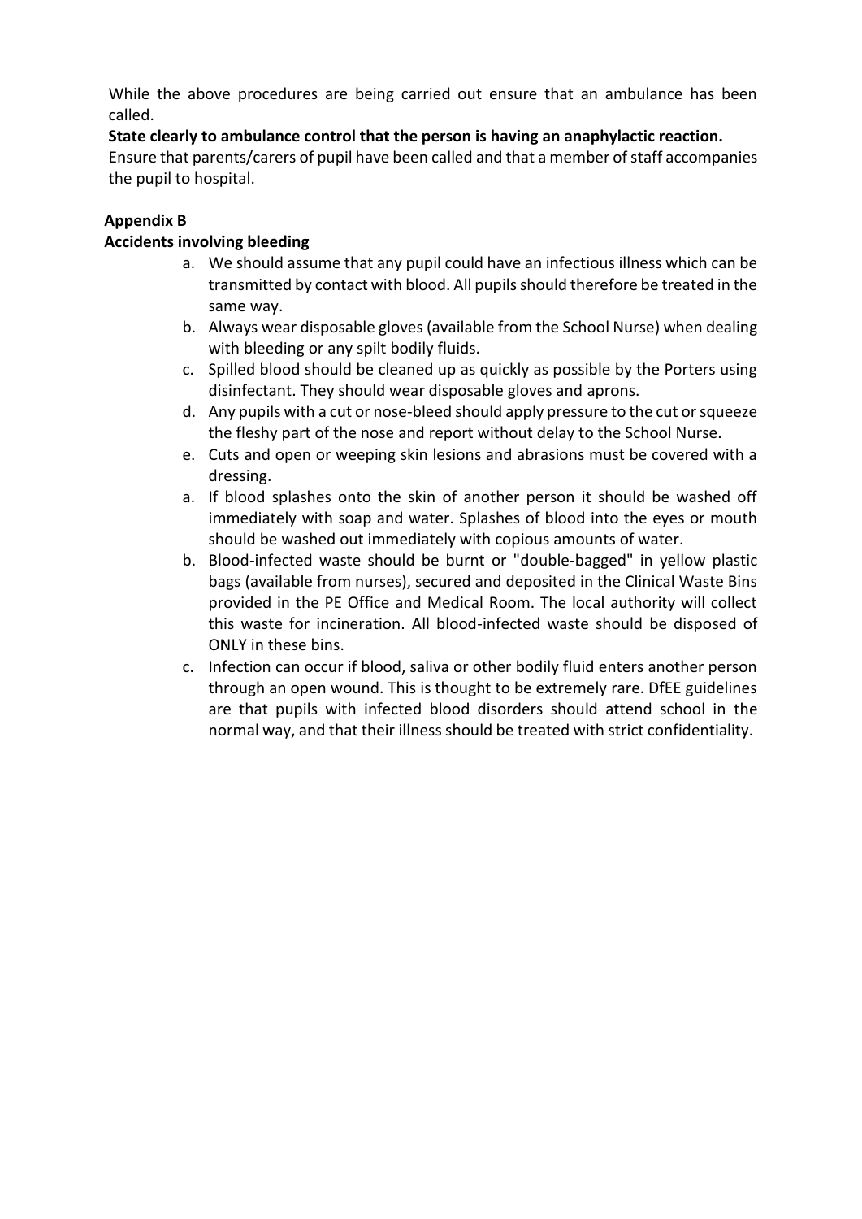While the above procedures are being carried out ensure that an ambulance has been called.

**State clearly to ambulance control that the person is having an anaphylactic reaction.**

Ensure that parents/carers of pupil have been called and that a member of staff accompanies the pupil to hospital.

**Appendix B**

**Accidents involving bleeding**

a. We should assume that any pupil could have an infectious illness which can be transmitted by contact with blood. All pupils should therefore be treated in the same way.

b. Always wear disposable gloves (available from the School Nurse) when dealing with bleeding or any spilt bodily fluids.

c. Spilled blood should be cleaned up as quickly as possible by the Porters using disinfectant. They should wear disposable gloves and aprons.

d. Any pupils with a cut or nose-bleed should apply pressure to the cut or squeeze the fleshy part of the nose and report without delay to the School Nurse.

e. Cuts and open or weeping skin lesions and abrasions must be covered with a dressing.

a. If blood splashes onto the skin of another person it should be washed off immediately with soap and water. Splashes of blood into the eyes or mouth should be washed out immediately with copious amounts of water.

b. Blood-infected waste should be burnt or "double-bagged" in yellow plastic bags (available from nurses), secured and deposited in the Clinical Waste Bins provided in the PE Office and Medical Room. The local authority will collect this waste for incineration. All blood-infected waste should be disposed of ONLY in these bins.

c. Infection can occur if blood, saliva or other bodily fluid enters another person through an open wound. This is thought to be extremely rare. DfEE guidelines are that pupils with infected blood disorders should attend school in the normal way, and that their illness should be treated with strict confidentiality.